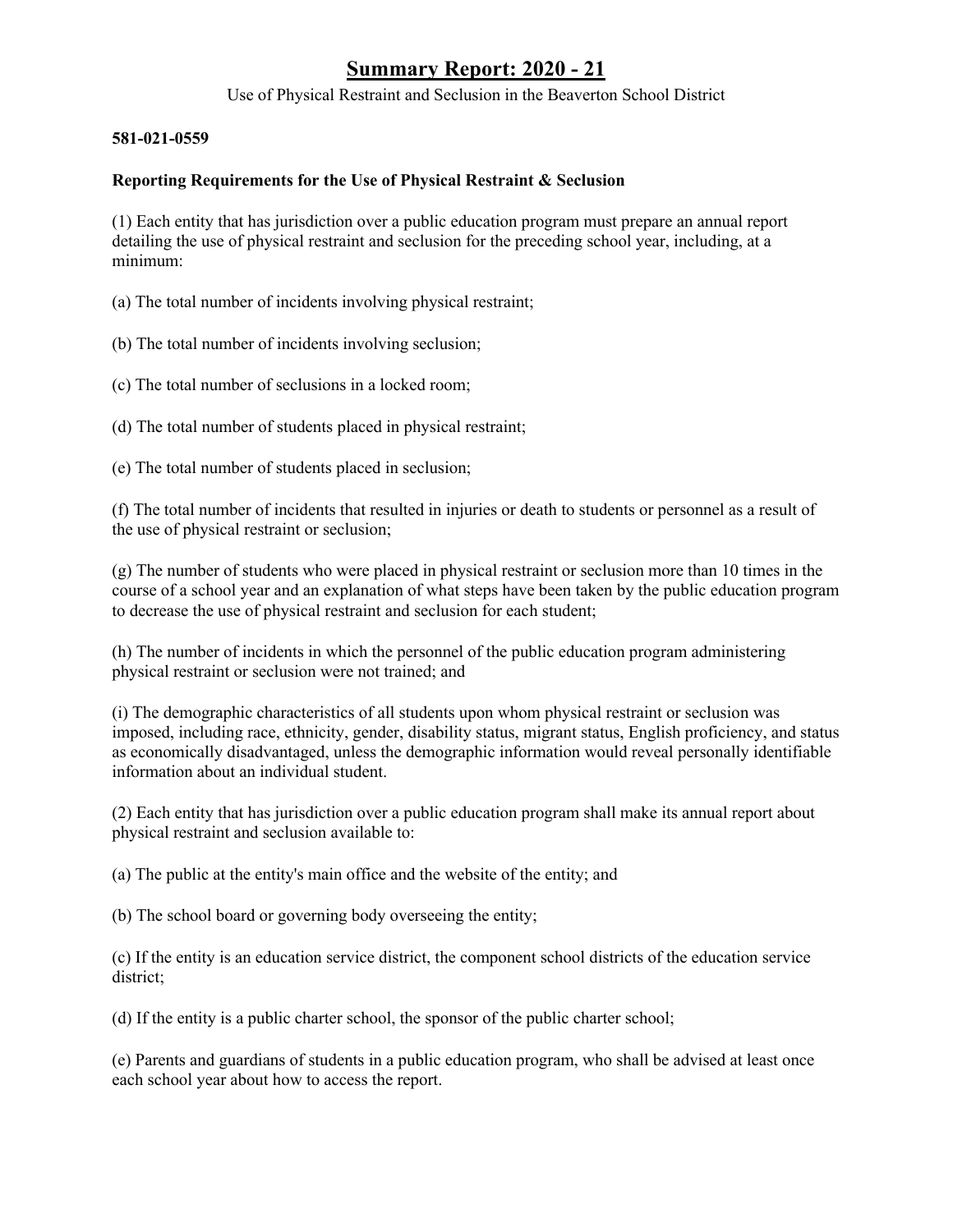# Summary Report: 2020 - 21

Use of Physical Restraint and Seclusion in the Beaverton School District

**581-021-0559**

**Reporting Requirements for the Use of Physical Restraint & Seclusion**

(1) Each entity that has jurisdiction over a public education program must prepare an annual report detailing the use of physical restraint and seclusion for the preceding school year, including, at a minimum:

(a) The total number of incidents involving physical restraint;

(b) The total number of incidents involving seclusion;

(c) The total number of seclusions in a locked room;

(d) The total number of students placed in physical restraint;

(e) The total number of students placed in seclusion;

(f) The total number of incidents that resulted in injuries or death to students or personnel as a result of the use of physical restraint or seclusion;

(g) The number of students who were placed in physical restraint or seclusion more than 10 times in the course of a school year and an explanation of what steps have been taken by the public education program to decrease the use of physical restraint and seclusion for each student;

(h) The number of incidents in which the personnel of the public education program administering physical restraint or seclusion were not trained; and

(i) The demographic characteristics of all students upon whom physical restraint or seclusion was imposed, including race, ethnicity, gender, disability status, migrant status, English proficiency, and status as economically disadvantaged, unless the demographic information would reveal personally identifiable information about an individual student.

(2) Each entity that has jurisdiction over a public education program shall make its annual report about physical restraint and seclusion available to:

(a) The public at the entity's main office and the website of the entity; and

(b) The school board or governing body overseeing the entity;

(c) If the entity is an education service district, the component school districts of the education service district;

(d) If the entity is a public charter school, the sponsor of the public charter school;

(e) Parents and guardians of students in a public education program, who shall be advised at least once each school year about how to access the report.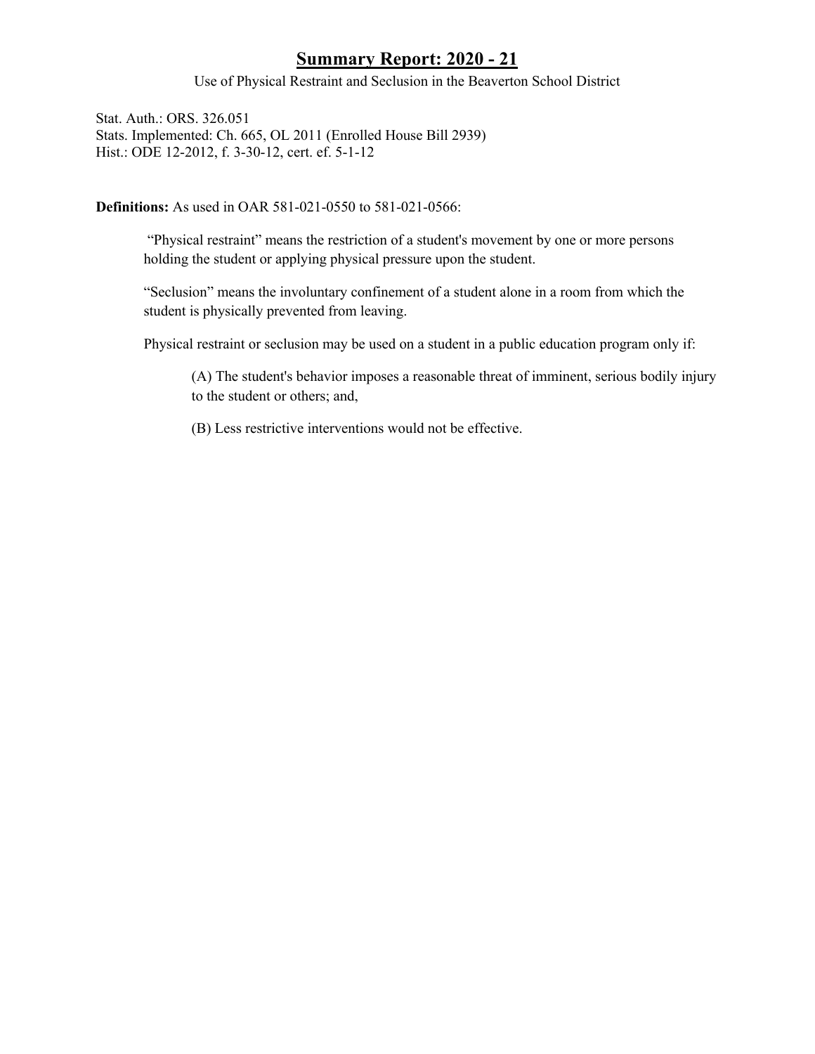# Summary Report: 2020 - 21

Use of Physical Restraint and Seclusion in the Beaverton School District

Stat. Auth.: ORS. 326.051
Stats. Implemented: Ch. 665, OL 2011 (Enrolled House Bill 2939)
Hist.: ODE 12-2012, f. 3-30-12, cert. ef. 5-1-12

**Definitions:** As used in OAR 581-021-0550 to 581-021-0566:

> "Physical restraint" means the restriction of a student's movement by one or more persons holding the student or applying physical pressure upon the student.
>
> "Seclusion" means the involuntary confinement of a student alone in a room from which the student is physically prevented from leaving.
>
> Physical restraint or seclusion may be used on a student in a public education program only if:
>
> > (A) The student's behavior imposes a reasonable threat of imminent, serious bodily injury to the student or others; and,
> >
> > (B) Less restrictive interventions would not be effective.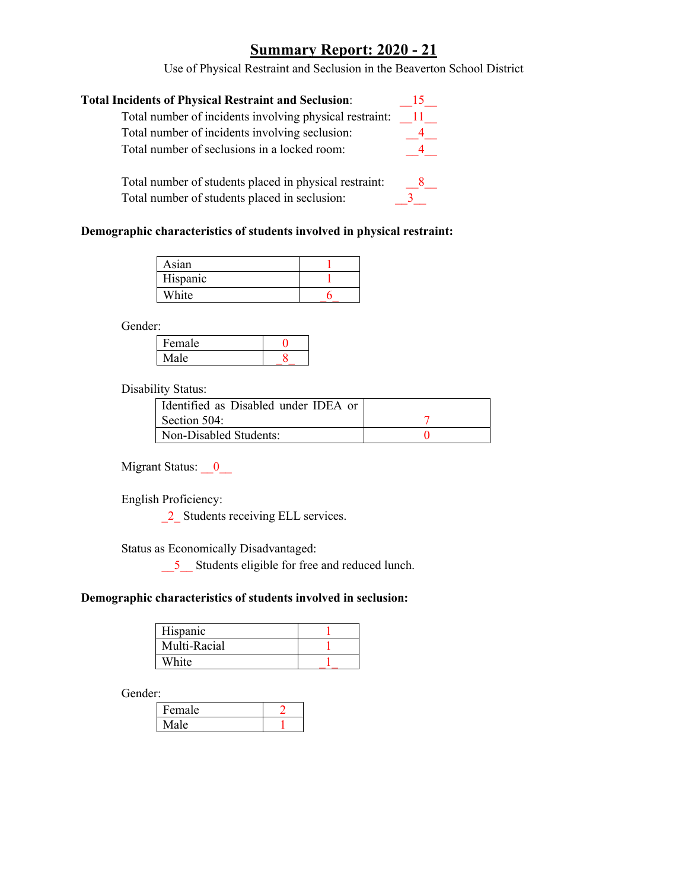# Summary Report: 2020 - 21

Use of Physical Restraint and Seclusion in the Beaverton School District

**Total Incidents of Physical Restraint and Seclusion**: __15__

Total number of incidents involving physical restraint: __11__

Total number of incidents involving seclusion: __4__

Total number of seclusions in a locked room: __4__

Total number of students placed in physical restraint: __8__

Total number of students placed in seclusion: __3__

**Demographic characteristics of students involved in physical restraint:**

| | |
|---|---|
| Asian | 1 |
| Hispanic | 1 |
| White | _6_ |

Gender:

| | |
|---|---|
| Female | 0 |
| Male | _8_ |

Disability Status:

| | |
|---|---|
| Identified as Disabled under IDEA or Section 504: | 7 |
| Non-Disabled Students: | 0 |

Migrant Status: __0__

English Proficiency:

_2_ Students receiving ELL services.

Status as Economically Disadvantaged:

__5__ Students eligible for free and reduced lunch.

**Demographic characteristics of students involved in seclusion:**

| | |
|---|---|
| Hispanic | 1 |
| Multi-Racial | 1 |
| White | _1_ |

Gender:

| | |
|---|---|
| Female | 2 |
| Male | 1 |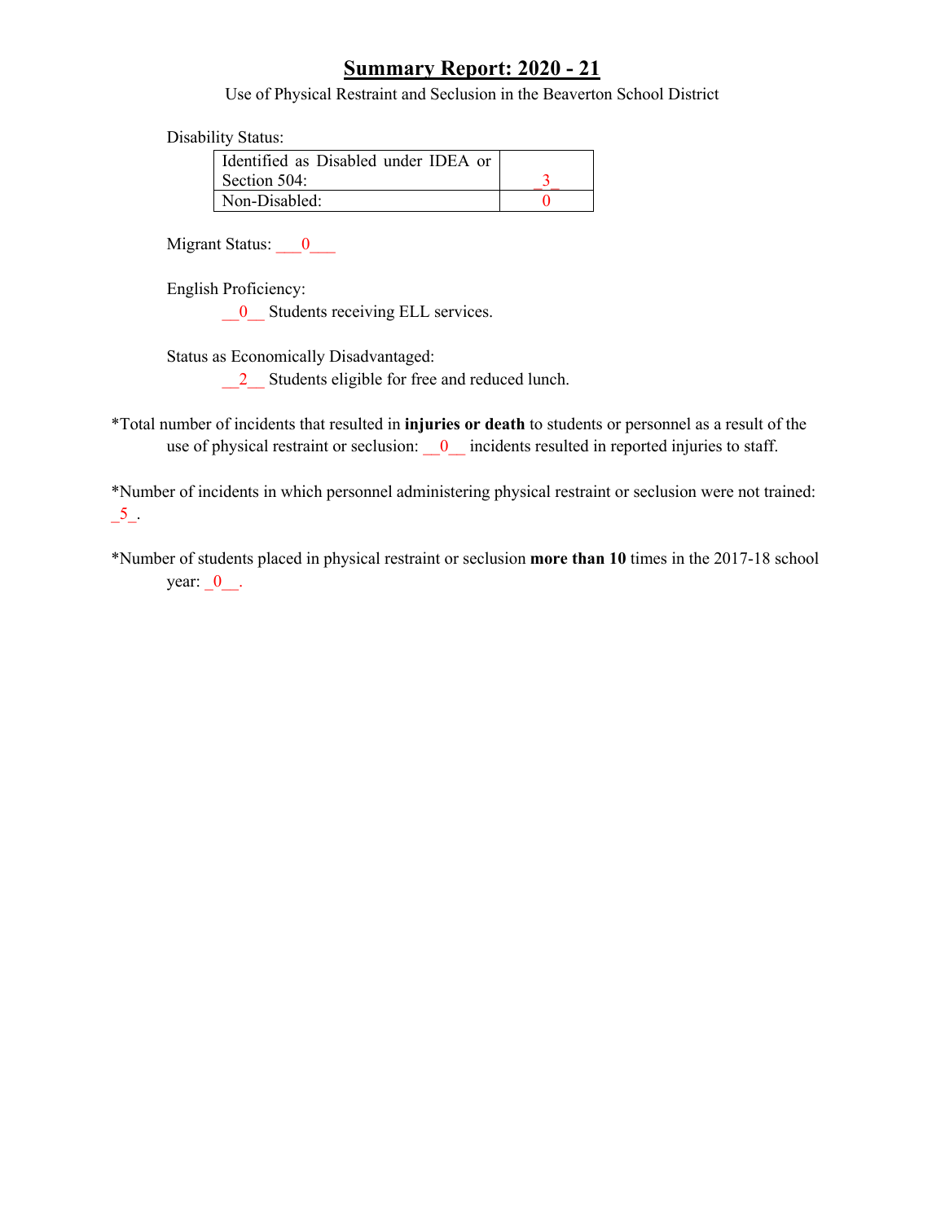# **Summary Report: 2020 - 21**

Use of Physical Restraint and Seclusion in the Beaverton School District

Disability Status:

| | |
|---|---|
| Identified as Disabled under IDEA or Section 504: | _3_ |
| Non-Disabled: | 0 |

Migrant Status: ___0___

English Proficiency:

__0__ Students receiving ELL services.

Status as Economically Disadvantaged:

__2__ Students eligible for free and reduced lunch.

*Total number of incidents that resulted in **injuries or death** to students or personnel as a result of the use of physical restraint or seclusion: __0__ incidents resulted in reported injuries to staff.

*Number of incidents in which personnel administering physical restraint or seclusion were not trained: _5_.

*Number of students placed in physical restraint or seclusion **more than 10** times in the 2017-18 school year: _0__.